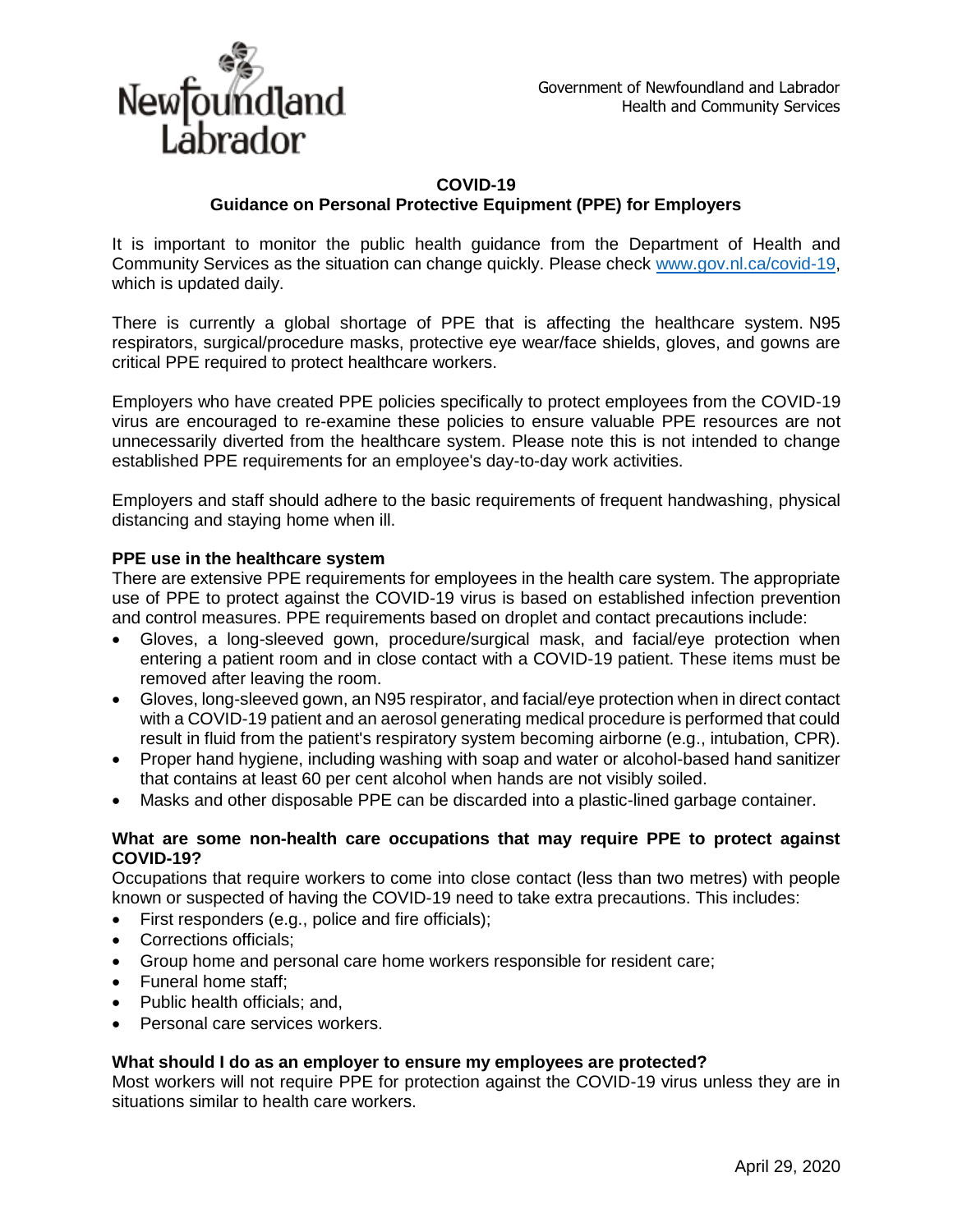Government of Newfoundland and Labrador
Health and Community Services

# COVID-19
## Guidance on Personal Protective Equipment (PPE) for Employers

It is important to monitor the public health guidance from the Department of Health and Community Services as the situation can change quickly. Please check [www.gov.nl.ca/covid-19](http://www.gov.nl.ca/covid-19), which is updated daily.

There is currently a global shortage of PPE that is affecting the healthcare system. N95 respirators, surgical/procedure masks, protective eye wear/face shields, gloves, and gowns are critical PPE required to protect healthcare workers.

Employers who have created PPE policies specifically to protect employees from the COVID-19 virus are encouraged to re-examine these policies to ensure valuable PPE resources are not unnecessarily diverted from the healthcare system. Please note this is not intended to change established PPE requirements for an employee's day-to-day work activities.

Employers and staff should adhere to the basic requirements of frequent handwashing, physical distancing and staying home when ill.

### PPE use in the healthcare system

There are extensive PPE requirements for employees in the health care system. The appropriate use of PPE to protect against the COVID-19 virus is based on established infection prevention and control measures. PPE requirements based on droplet and contact precautions include:

- Gloves, a long-sleeved gown, procedure/surgical mask, and facial/eye protection when entering a patient room and in close contact with a COVID-19 patient. These items must be removed after leaving the room.
- Gloves, long-sleeved gown, an N95 respirator, and facial/eye protection when in direct contact with a COVID-19 patient and an aerosol generating medical procedure is performed that could result in fluid from the patient's respiratory system becoming airborne (e.g., intubation, CPR).
- Proper hand hygiene, including washing with soap and water or alcohol-based hand sanitizer that contains at least 60 per cent alcohol when hands are not visibly soiled.
- Masks and other disposable PPE can be discarded into a plastic-lined garbage container.

### What are some non-health care occupations that may require PPE to protect against COVID-19?

Occupations that require workers to come into close contact (less than two metres) with people known or suspected of having the COVID-19 need to take extra precautions. This includes:

- First responders (e.g., police and fire officials);
- Corrections officials;
- Group home and personal care home workers responsible for resident care;
- Funeral home staff;
- Public health officials; and,
- Personal care services workers.

### What should I do as an employer to ensure my employees are protected?

Most workers will not require PPE for protection against the COVID-19 virus unless they are in situations similar to health care workers.

April 29, 2020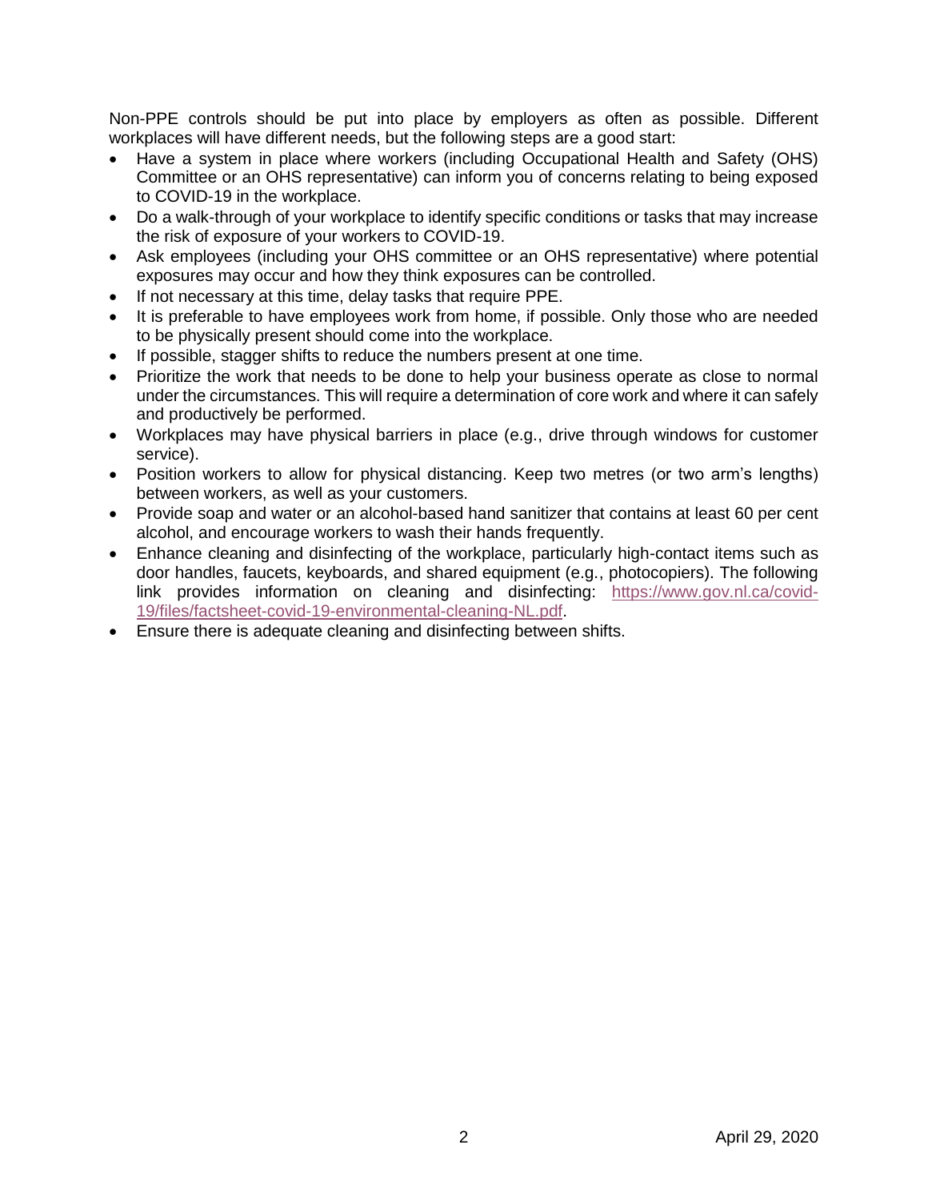Non-PPE controls should be put into place by employers as often as possible. Different workplaces will have different needs, but the following steps are a good start:

- Have a system in place where workers (including Occupational Health and Safety (OHS) Committee or an OHS representative) can inform you of concerns relating to being exposed to COVID-19 in the workplace.
- Do a walk-through of your workplace to identify specific conditions or tasks that may increase the risk of exposure of your workers to COVID-19.
- Ask employees (including your OHS committee or an OHS representative) where potential exposures may occur and how they think exposures can be controlled.
- If not necessary at this time, delay tasks that require PPE.
- It is preferable to have employees work from home, if possible. Only those who are needed to be physically present should come into the workplace.
- If possible, stagger shifts to reduce the numbers present at one time.
- Prioritize the work that needs to be done to help your business operate as close to normal under the circumstances. This will require a determination of core work and where it can safely and productively be performed.
- Workplaces may have physical barriers in place (e.g., drive through windows for customer service).
- Position workers to allow for physical distancing. Keep two metres (or two arm's lengths) between workers, as well as your customers.
- Provide soap and water or an alcohol-based hand sanitizer that contains at least 60 per cent alcohol, and encourage workers to wash their hands frequently.
- Enhance cleaning and disinfecting of the workplace, particularly high-contact items such as door handles, faucets, keyboards, and shared equipment (e.g., photocopiers). The following link provides information on cleaning and disinfecting: [https://www.gov.nl.ca/covid-19/files/factsheet-covid-19-environmental-cleaning-NL.pdf](https://www.gov.nl.ca/covid-19/files/factsheet-covid-19-environmental-cleaning-NL.pdf).
- Ensure there is adequate cleaning and disinfecting between shifts.